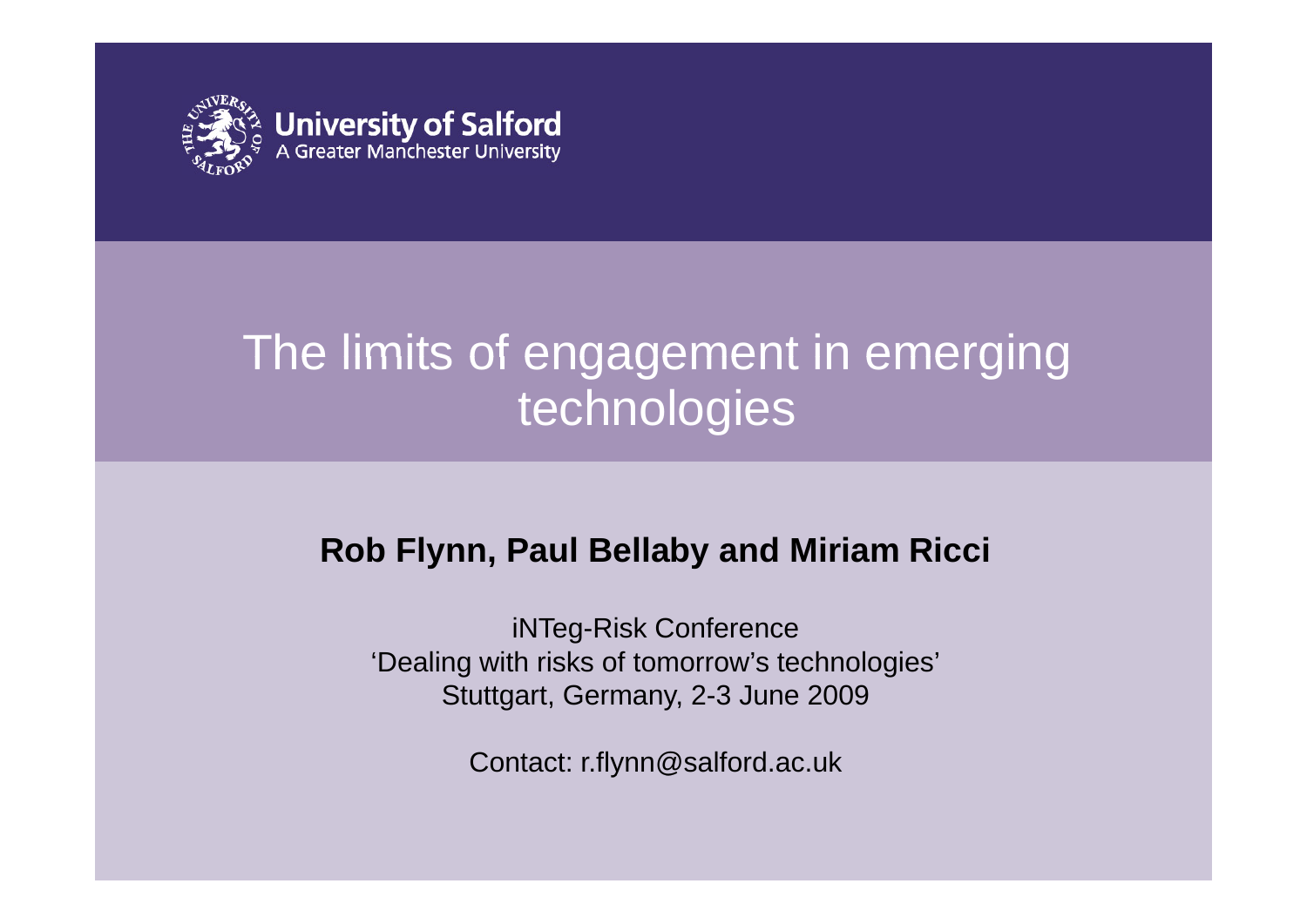University of Salford
A Greater Manchester University

# The limits of engagement in emerging technologies

**Rob Flynn, Paul Bellaby and Miriam Ricci**

iNTeg-Risk Conference
'Dealing with risks of tomorrow's technologies'
Stuttgart, Germany, 2-3 June 2009

Contact: r.flynn@salford.ac.uk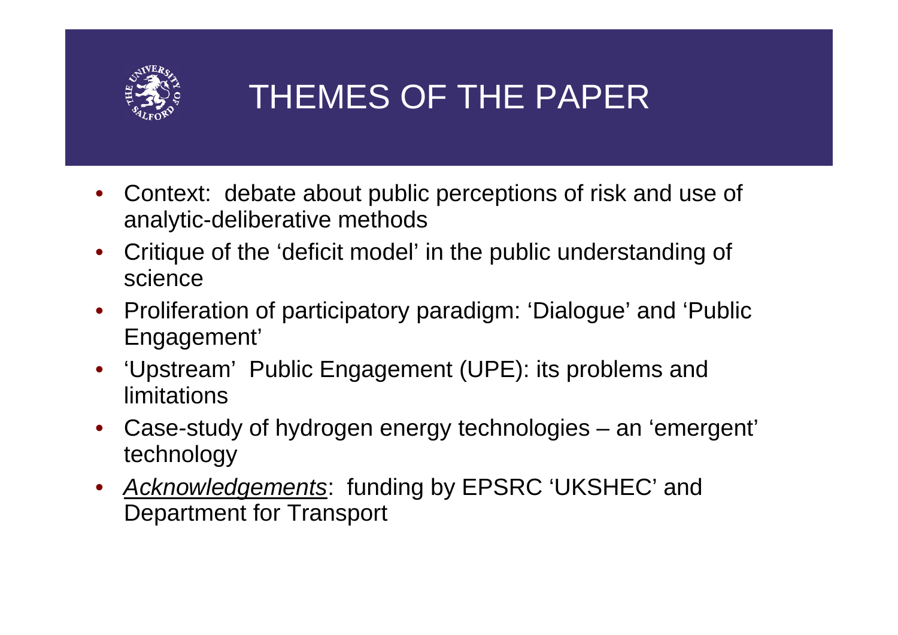# THEMES OF THE PAPER

- Context: debate about public perceptions of risk and use of analytic-deliberative methods
- Critique of the 'deficit model' in the public understanding of science
- Proliferation of participatory paradigm: 'Dialogue' and 'Public Engagement'
- 'Upstream' Public Engagement (UPE): its problems and limitations
- Case-study of hydrogen energy technologies – an 'emergent' technology
- *Acknowledgements*: funding by EPSRC 'UKSHEC' and Department for Transport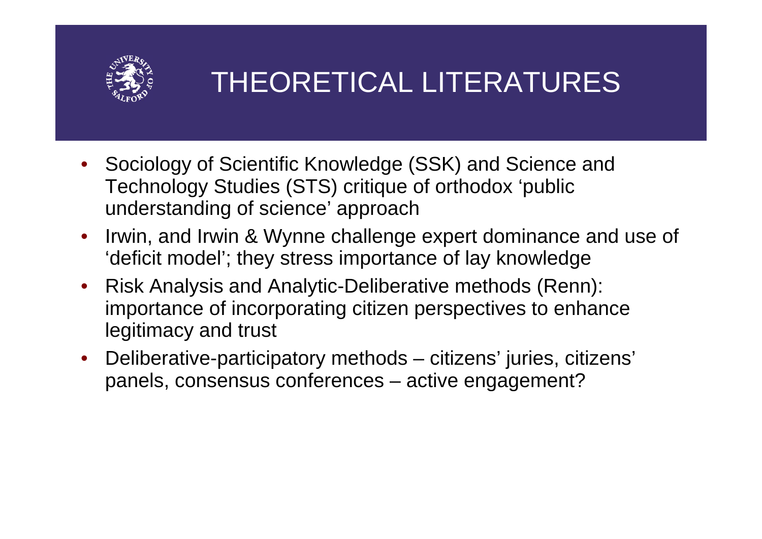# THEORETICAL LITERATURES

- Sociology of Scientific Knowledge (SSK) and Science and Technology Studies (STS) critique of orthodox 'public understanding of science' approach
- Irwin, and Irwin & Wynne challenge expert dominance and use of 'deficit model'; they stress importance of lay knowledge
- Risk Analysis and Analytic-Deliberative methods (Renn): importance of incorporating citizen perspectives to enhance legitimacy and trust
- Deliberative-participatory methods – citizens' juries, citizens' panels, consensus conferences – active engagement?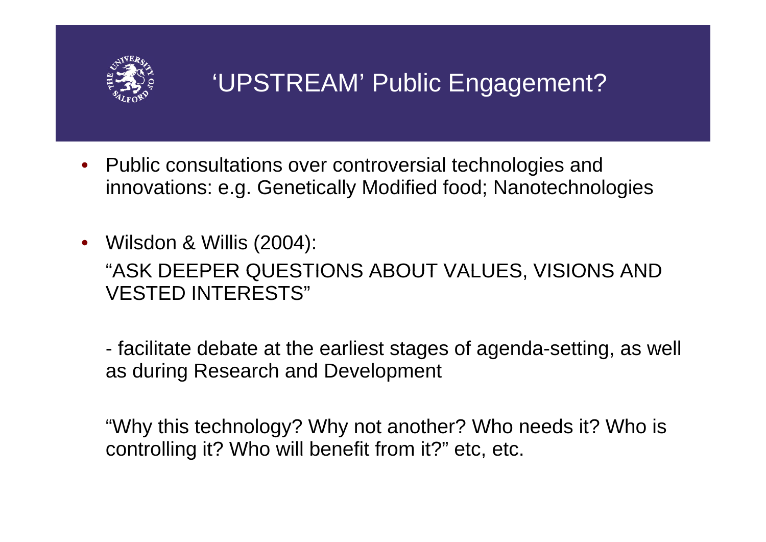# 'UPSTREAM' Public Engagement?

- Public consultations over controversial technologies and innovations: e.g. Genetically Modified food; Nanotechnologies

- Wilsdon & Willis (2004):

  "ASK DEEPER QUESTIONS ABOUT VALUES, VISIONS AND VESTED INTERESTS"

  - facilitate debate at the earliest stages of agenda-setting, as well as during Research and Development

  "Why this technology? Why not another? Who needs it? Who is controlling it? Who will benefit from it?" etc, etc.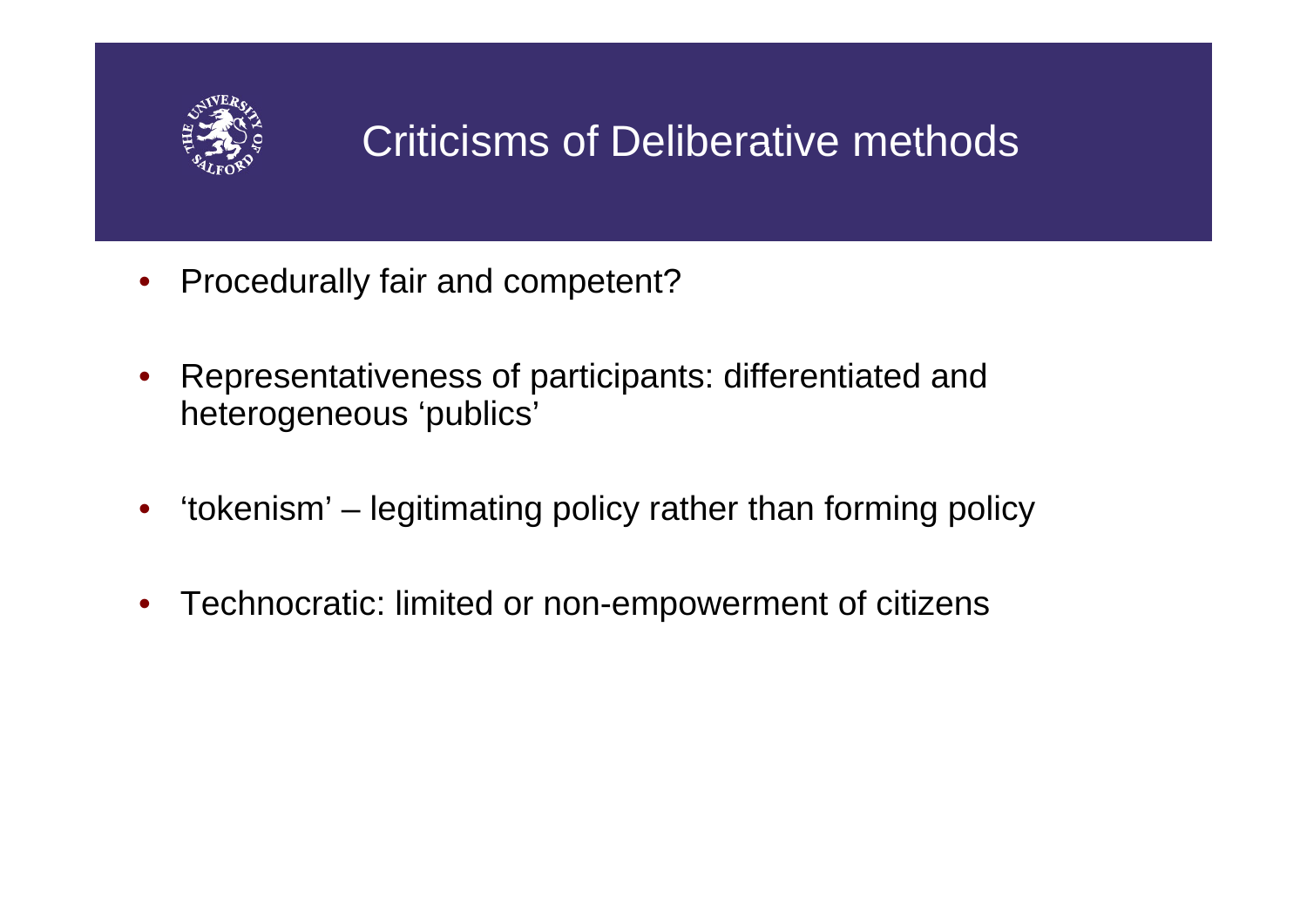# Criticisms of Deliberative methods

- Procedurally fair and competent?
- Representativeness of participants: differentiated and heterogeneous 'publics'
- 'tokenism' – legitimating policy rather than forming policy
- Technocratic: limited or non-empowerment of citizens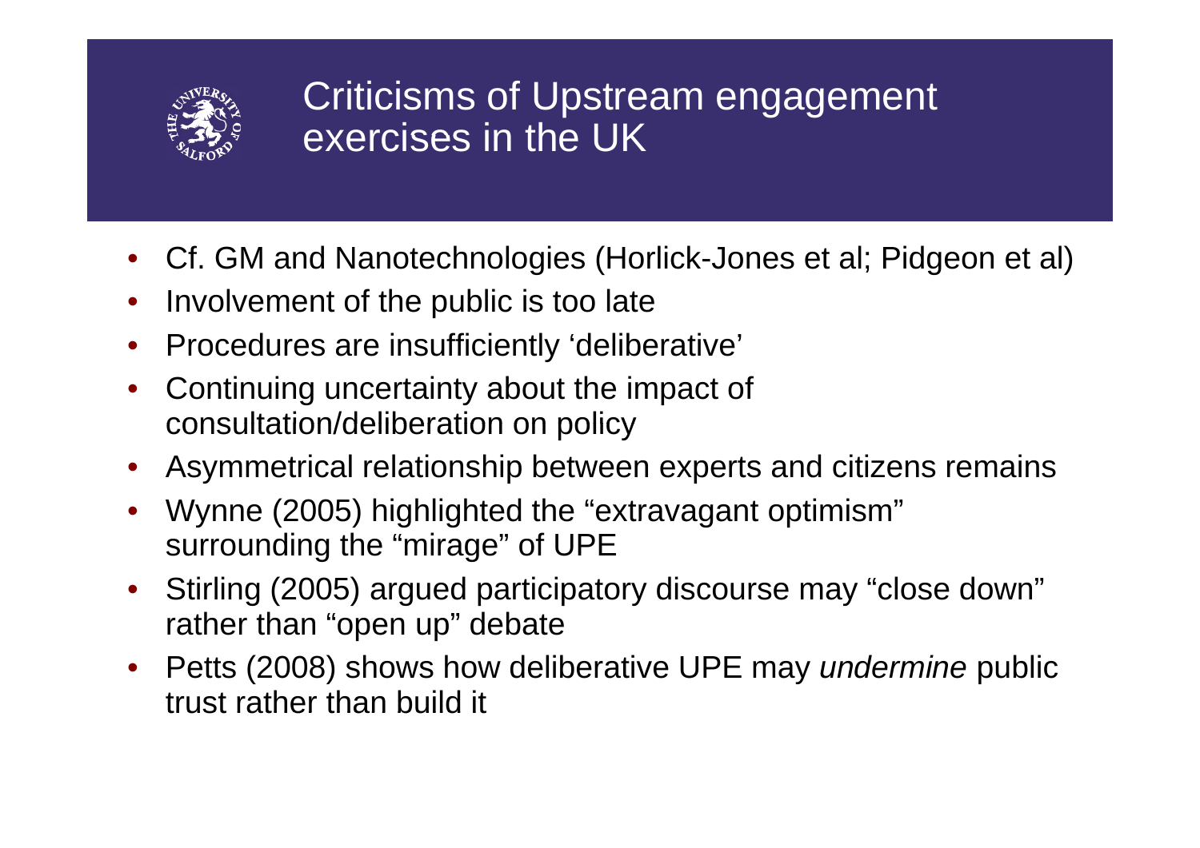# Criticisms of Upstream engagement exercises in the UK

- Cf. GM and Nanotechnologies (Horlick-Jones et al; Pidgeon et al)
- Involvement of the public is too late
- Procedures are insufficiently 'deliberative'
- Continuing uncertainty about the impact of consultation/deliberation on policy
- Asymmetrical relationship between experts and citizens remains
- Wynne (2005) highlighted the "extravagant optimism" surrounding the "mirage" of UPE
- Stirling (2005) argued participatory discourse may "close down" rather than "open up" debate
- Petts (2008) shows how deliberative UPE may *undermine* public trust rather than build it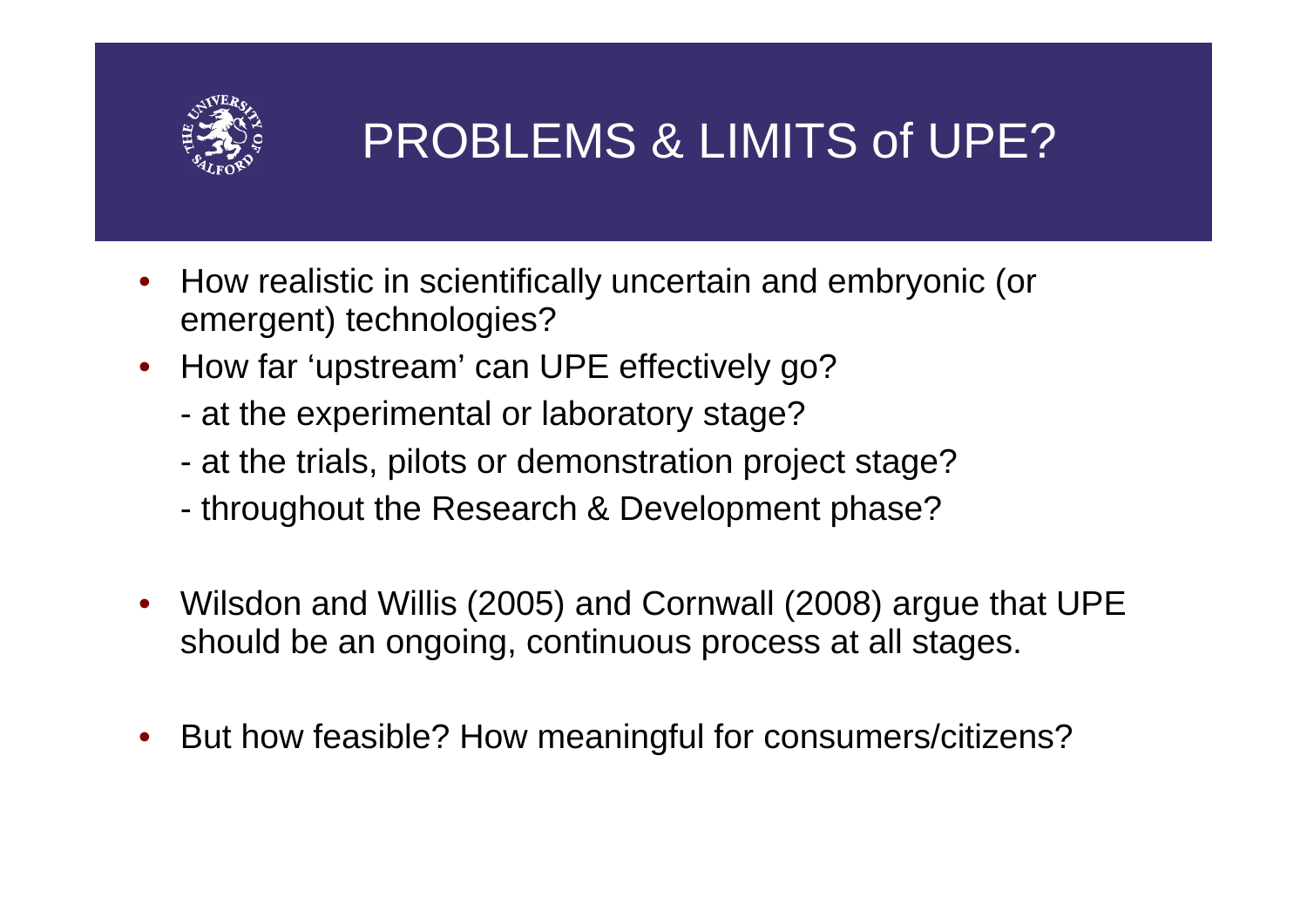# PROBLEMS & LIMITS of UPE?

- How realistic in scientifically uncertain and embryonic (or emergent) technologies?
- How far 'upstream' can UPE effectively go?
  - at the experimental or laboratory stage?
  - at the trials, pilots or demonstration project stage?
  - throughout the Research & Development phase?

- Wilsdon and Willis (2005) and Cornwall (2008) argue that UPE should be an ongoing, continuous process at all stages.

- But how feasible? How meaningful for consumers/citizens?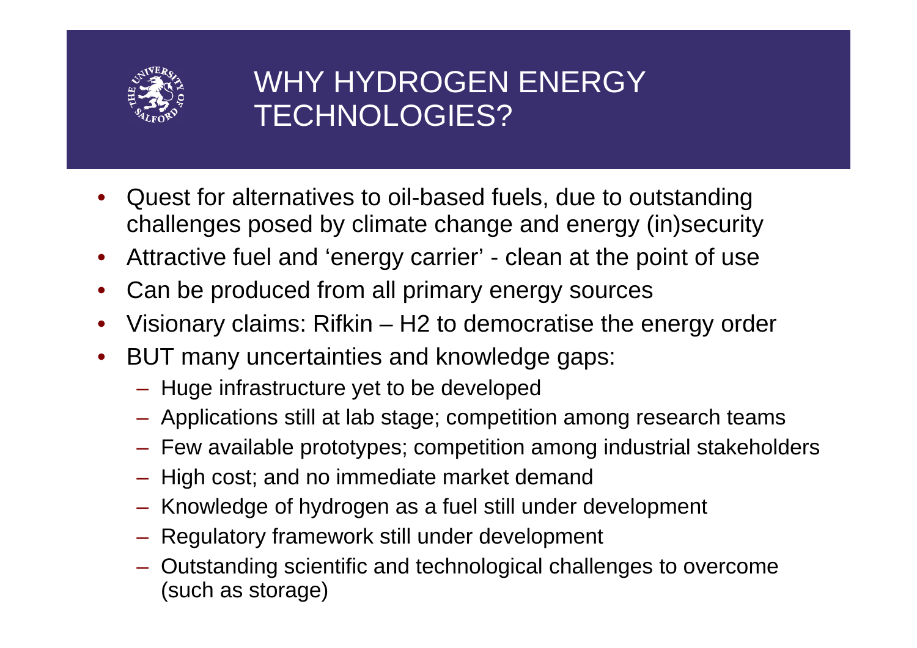# WHY HYDROGEN ENERGY TECHNOLOGIES?

- Quest for alternatives to oil-based fuels, due to outstanding challenges posed by climate change and energy (in)security
- Attractive fuel and 'energy carrier' - clean at the point of use
- Can be produced from all primary energy sources
- Visionary claims: Rifkin – H2 to democratise the energy order
- BUT many uncertainties and knowledge gaps:
  - Huge infrastructure yet to be developed
  - Applications still at lab stage; competition among research teams
  - Few available prototypes; competition among industrial stakeholders
  - High cost; and no immediate market demand
  - Knowledge of hydrogen as a fuel still under development
  - Regulatory framework still under development
  - Outstanding scientific and technological challenges to overcome (such as storage)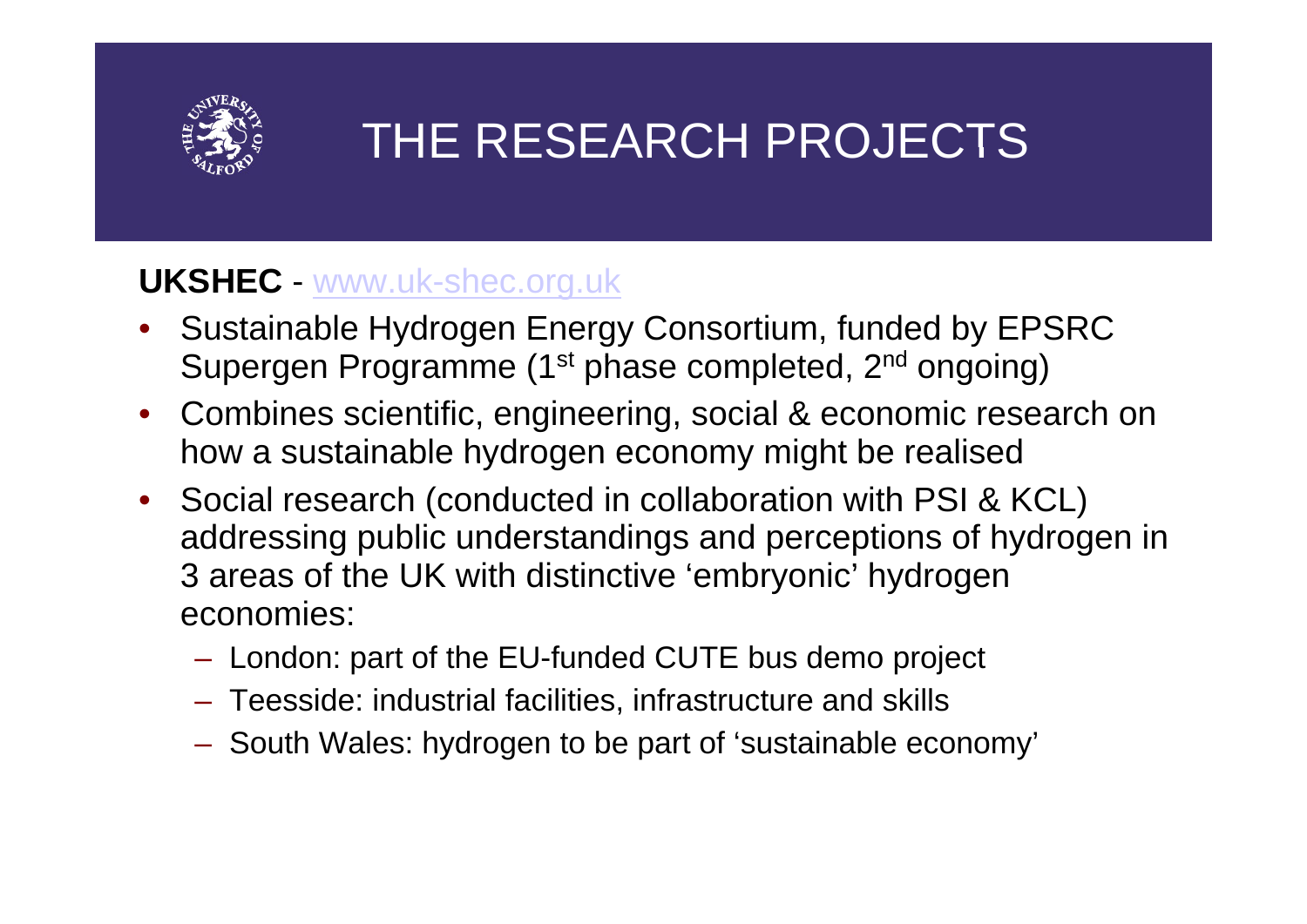# THE RESEARCH PROJECTS

**UKSHEC** - www.uk-shec.org.uk

- Sustainable Hydrogen Energy Consortium, funded by EPSRC Supergen Programme (1st phase completed, 2nd ongoing)
- Combines scientific, engineering, social & economic research on how a sustainable hydrogen economy might be realised
- Social research (conducted in collaboration with PSI & KCL) addressing public understandings and perceptions of hydrogen in 3 areas of the UK with distinctive 'embryonic' hydrogen economies:
  - London: part of the EU-funded CUTE bus demo project
  - Teesside: industrial facilities, infrastructure and skills
  - South Wales: hydrogen to be part of 'sustainable economy'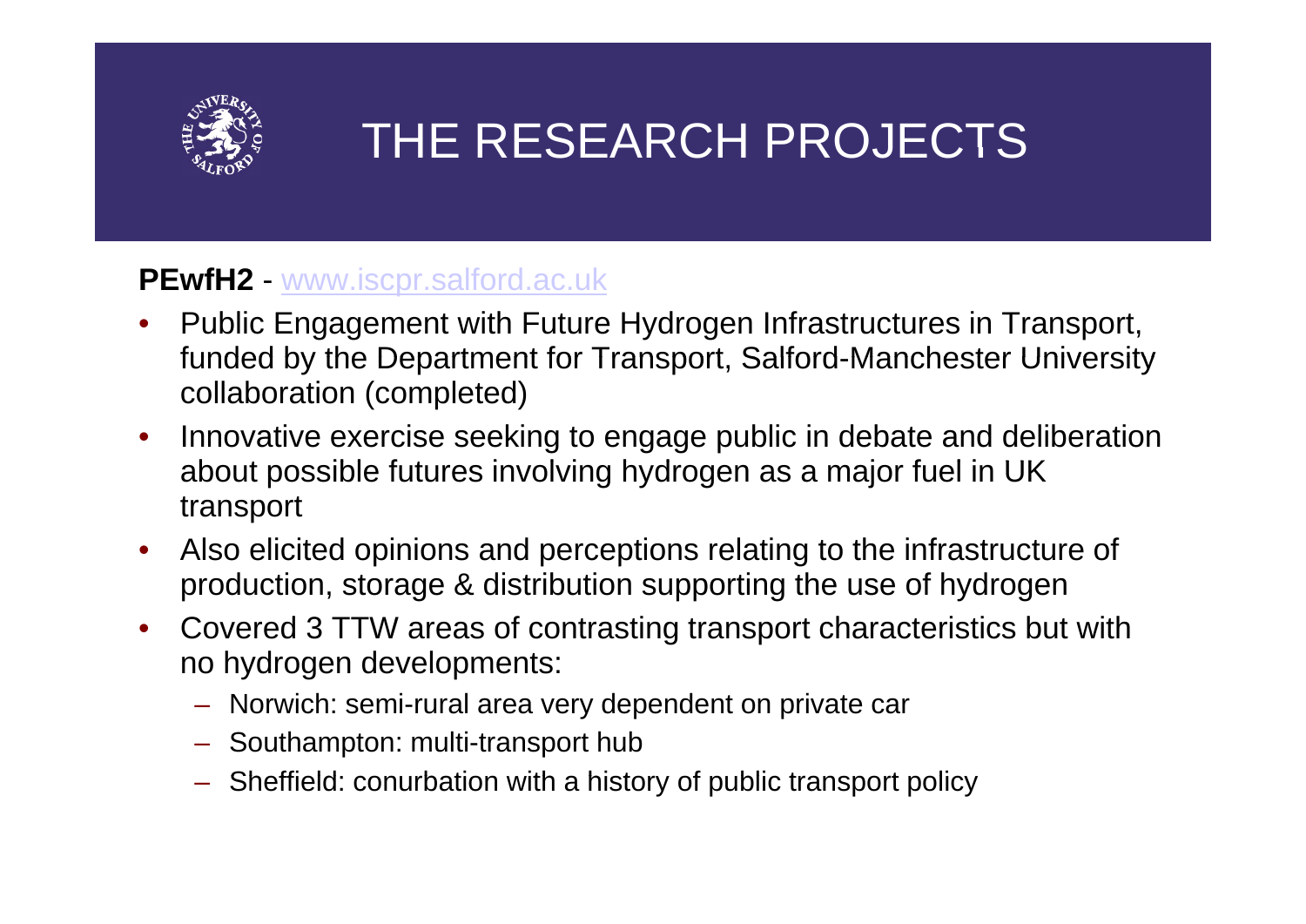# THE RESEARCH PROJECTS

**PEwfH2** - www.iscpr.salford.ac.uk

- Public Engagement with Future Hydrogen Infrastructures in Transport, funded by the Department for Transport, Salford-Manchester University collaboration (completed)
- Innovative exercise seeking to engage public in debate and deliberation about possible futures involving hydrogen as a major fuel in UK transport
- Also elicited opinions and perceptions relating to the infrastructure of production, storage & distribution supporting the use of hydrogen
- Covered 3 TTW areas of contrasting transport characteristics but with no hydrogen developments:
  - Norwich: semi-rural area very dependent on private car
  - Southampton: multi-transport hub
  - Sheffield: conurbation with a history of public transport policy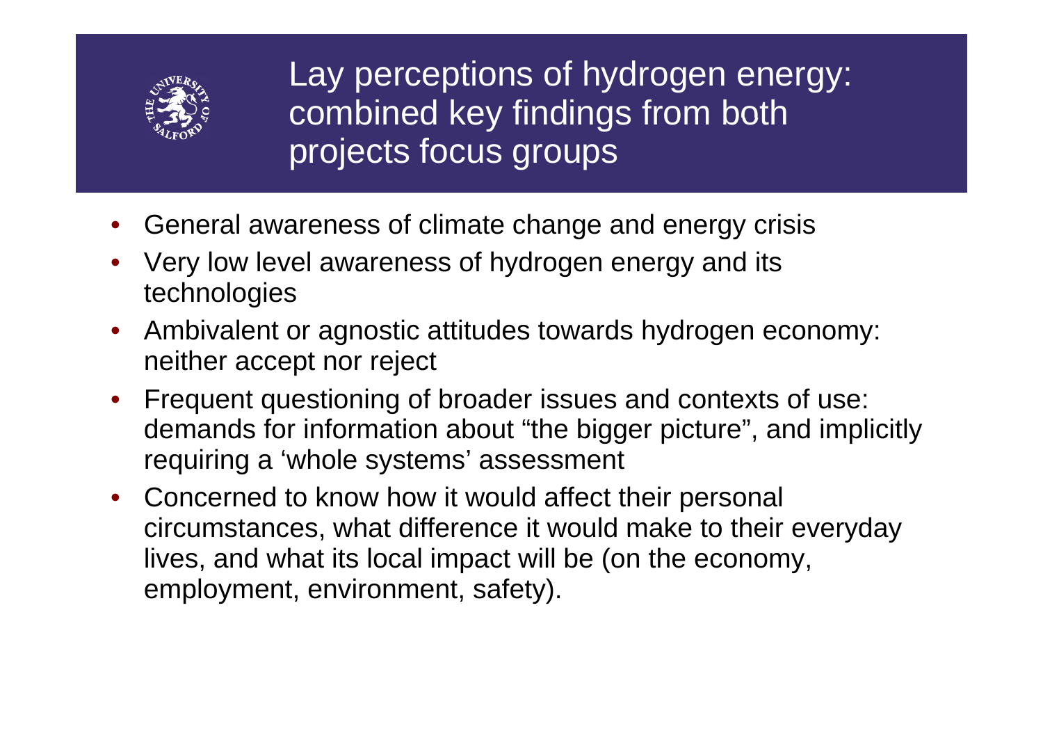# Lay perceptions of hydrogen energy: combined key findings from both projects focus groups

- General awareness of climate change and energy crisis
- Very low level awareness of hydrogen energy and its technologies
- Ambivalent or agnostic attitudes towards hydrogen economy: neither accept nor reject
- Frequent questioning of broader issues and contexts of use: demands for information about "the bigger picture", and implicitly requiring a 'whole systems' assessment
- Concerned to know how it would affect their personal circumstances, what difference it would make to their everyday lives, and what its local impact will be (on the economy, employment, environment, safety).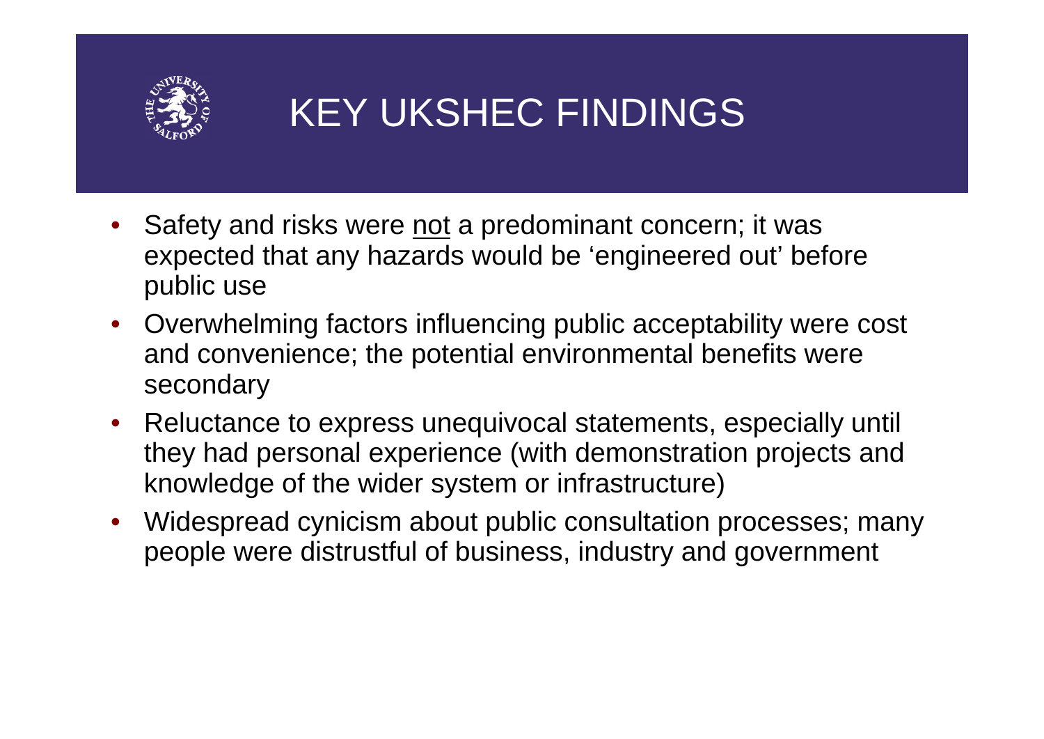# KEY UKSHEC FINDINGS

- Safety and risks were <u>not</u> a predominant concern; it was expected that any hazards would be 'engineered out' before public use
- Overwhelming factors influencing public acceptability were cost and convenience; the potential environmental benefits were secondary
- Reluctance to express unequivocal statements, especially until they had personal experience (with demonstration projects and knowledge of the wider system or infrastructure)
- Widespread cynicism about public consultation processes; many people were distrustful of business, industry and government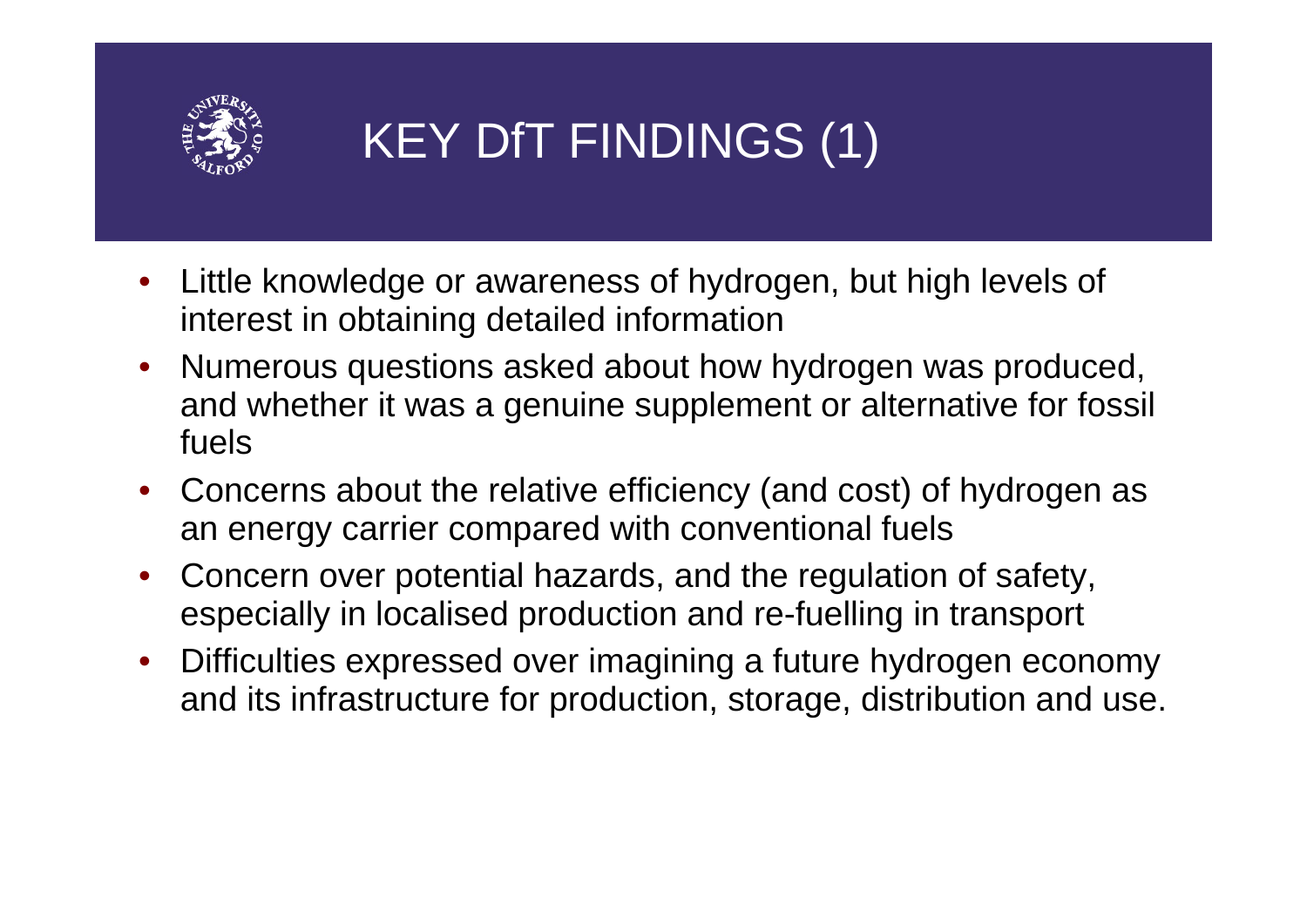# KEY DfT FINDINGS (1)

- Little knowledge or awareness of hydrogen, but high levels of interest in obtaining detailed information
- Numerous questions asked about how hydrogen was produced, and whether it was a genuine supplement or alternative for fossil fuels
- Concerns about the relative efficiency (and cost) of hydrogen as an energy carrier compared with conventional fuels
- Concern over potential hazards, and the regulation of safety, especially in localised production and re-fuelling in transport
- Difficulties expressed over imagining a future hydrogen economy and its infrastructure for production, storage, distribution and use.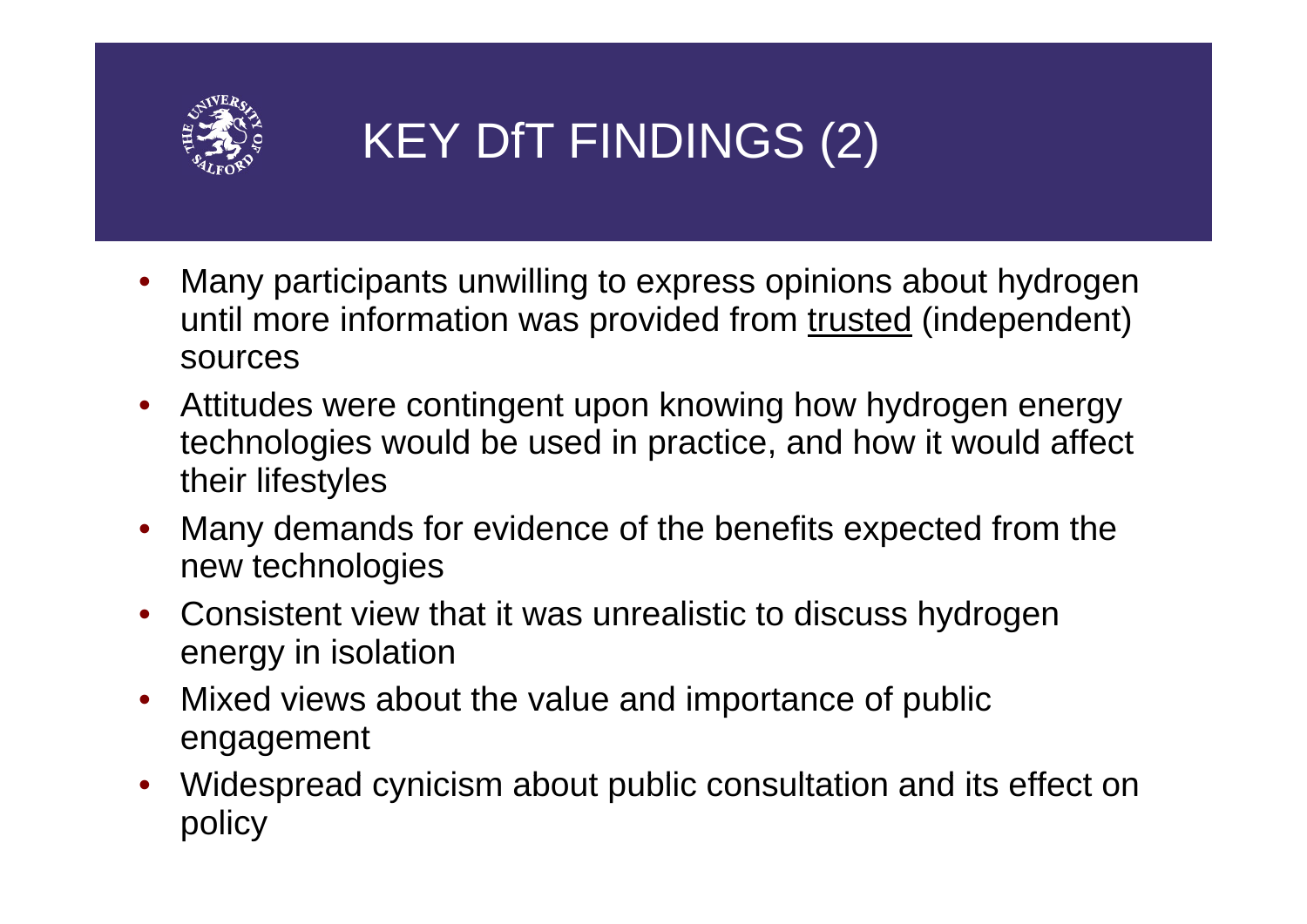# KEY DfT FINDINGS (2)

- Many participants unwilling to express opinions about hydrogen until more information was provided from <u>trusted</u> (independent) sources
- Attitudes were contingent upon knowing how hydrogen energy technologies would be used in practice, and how it would affect their lifestyles
- Many demands for evidence of the benefits expected from the new technologies
- Consistent view that it was unrealistic to discuss hydrogen energy in isolation
- Mixed views about the value and importance of public engagement
- Widespread cynicism about public consultation and its effect on policy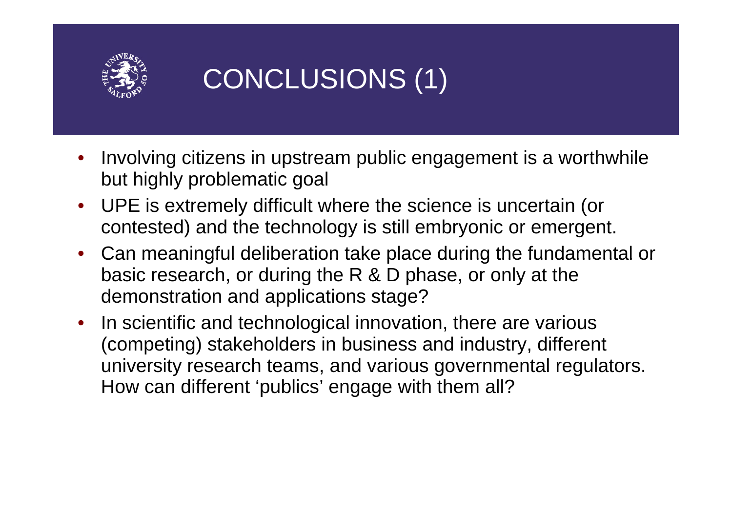# CONCLUSIONS (1)

- Involving citizens in upstream public engagement is a worthwhile but highly problematic goal
- UPE is extremely difficult where the science is uncertain (or contested) and the technology is still embryonic or emergent.
- Can meaningful deliberation take place during the fundamental or basic research, or during the R & D phase, or only at the demonstration and applications stage?
- In scientific and technological innovation, there are various (competing) stakeholders in business and industry, different university research teams, and various governmental regulators. How can different 'publics' engage with them all?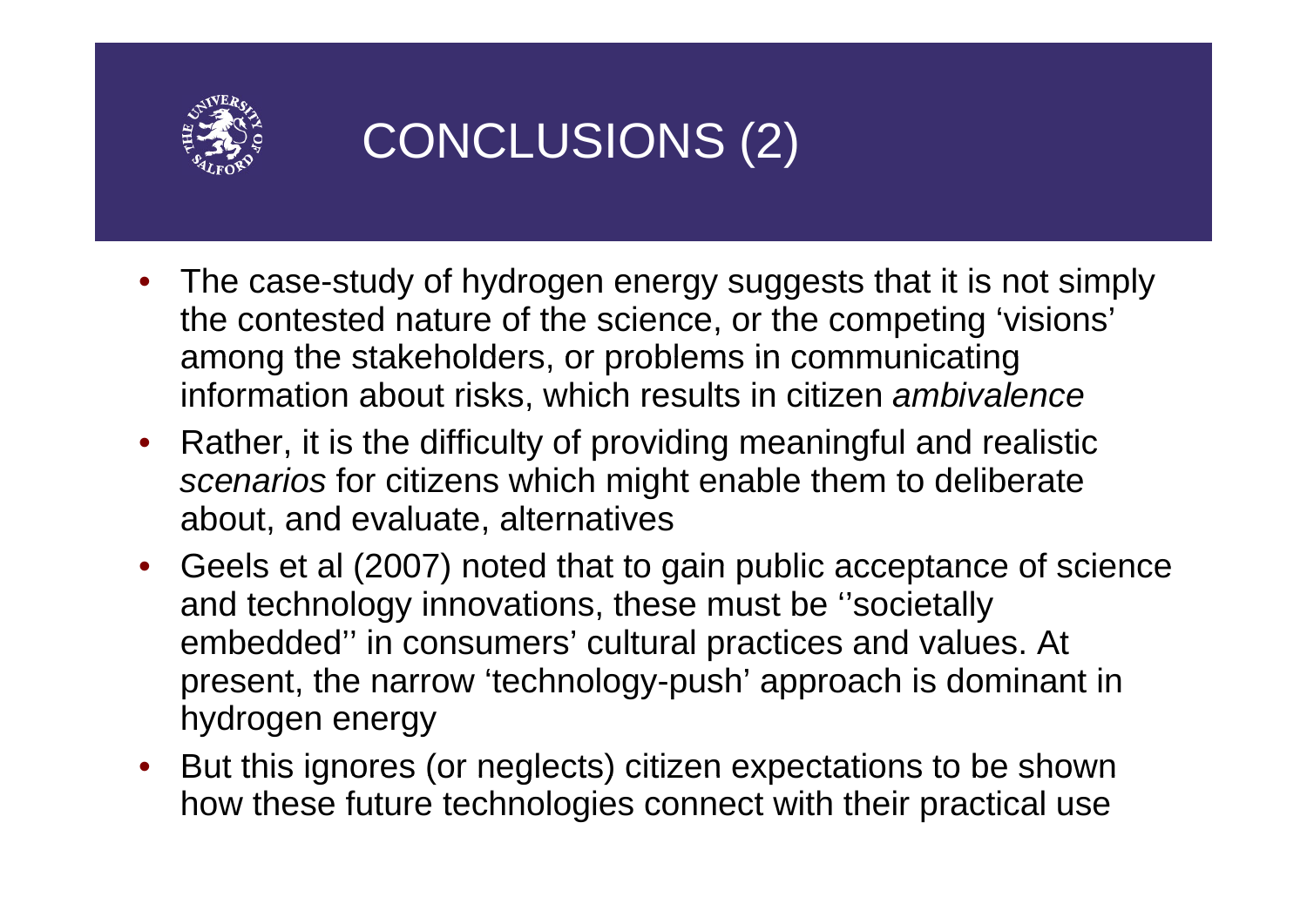# CONCLUSIONS (2)

- The case-study of hydrogen energy suggests that it is not simply the contested nature of the science, or the competing 'visions' among the stakeholders, or problems in communicating information about risks, which results in citizen *ambivalence*
- Rather, it is the difficulty of providing meaningful and realistic *scenarios* for citizens which might enable them to deliberate about, and evaluate, alternatives
- Geels et al (2007) noted that to gain public acceptance of science and technology innovations, these must be ''societally embedded'' in consumers' cultural practices and values. At present, the narrow 'technology-push' approach is dominant in hydrogen energy
- But this ignores (or neglects) citizen expectations to be shown how these future technologies connect with their practical use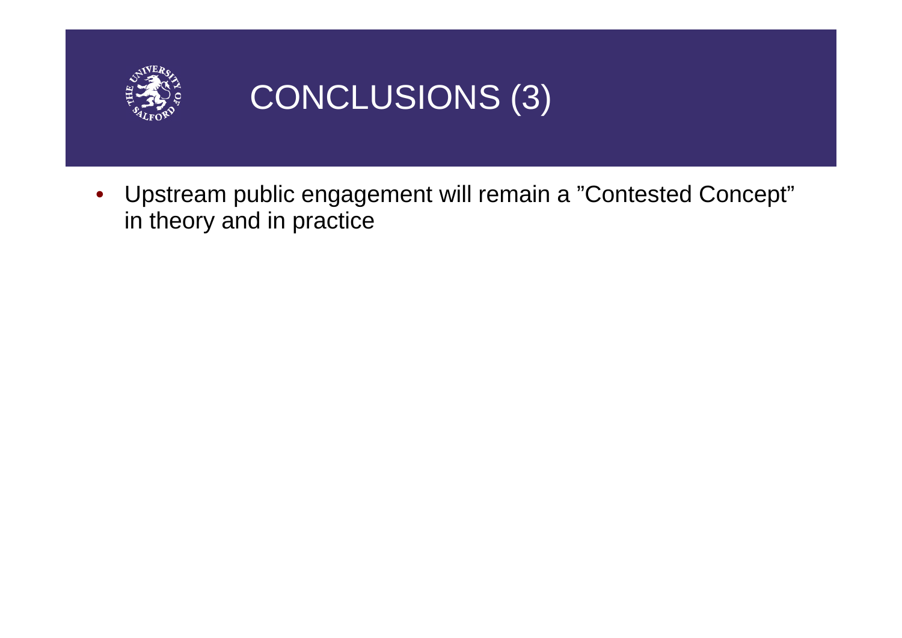# CONCLUSIONS (3)

- Upstream public engagement will remain a ”Contested Concept” in theory and in practice